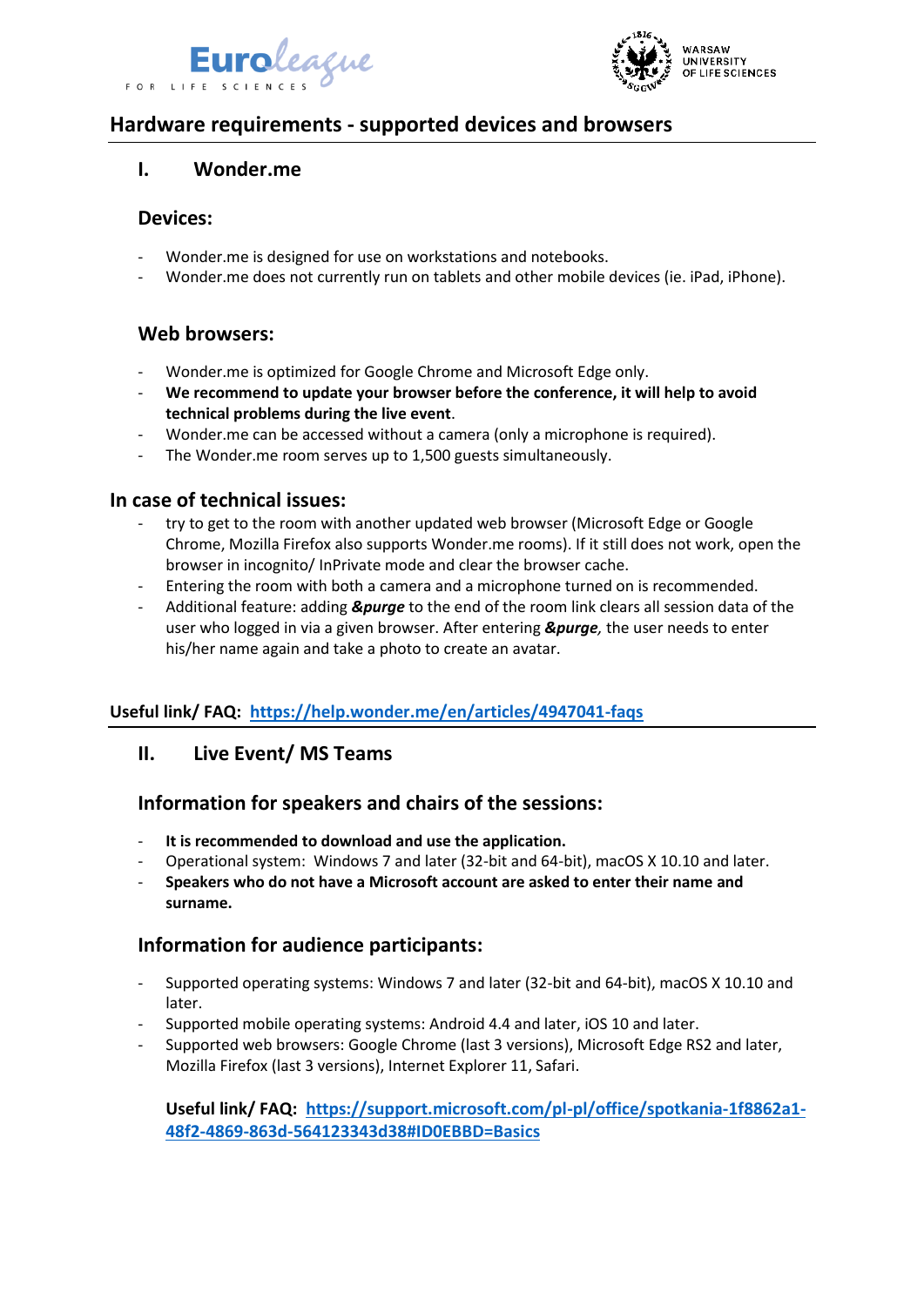# Hardware requirements - supported devices and browsers

## I. Wonder.me

### Devices:

- Wonder.me is designed for use on workstations and notebooks.
- Wonder.me does not currently run on tablets and other mobile devices (ie. iPad, iPhone).

### Web browsers:

- Wonder.me is optimized for Google Chrome and Microsoft Edge only.
- **We recommend to update your browser before the conference, it will help to avoid technical problems during the live event**.
- Wonder.me can be accessed without a camera (only a microphone is required).
- The Wonder.me room serves up to 1,500 guests simultaneously.

### In case of technical issues:

- try to get to the room with another updated web browser (Microsoft Edge or Google Chrome, Mozilla Firefox also supports Wonder.me rooms). If it still does not work, open the browser in incognito/ InPrivate mode and clear the browser cache.
- Entering the room with both a camera and a microphone turned on is recommended.
- Additional feature: adding ***&purge*** to the end of the room link clears all session data of the user who logged in via a given browser. After entering ***&purge****,* the user needs to enter his/her name again and take a photo to create an avatar.

**Useful link/ FAQ: [https://help.wonder.me/en/articles/4947041-faqs](https://help.wonder.me/en/articles/4947041-faqs)**

## II. Live Event/ MS Teams

### Information for speakers and chairs of the sessions:

- **It is recommended to download and use the application.**
- Operational system: Windows 7 and later (32-bit and 64-bit), macOS X 10.10 and later.
- **Speakers who do not have a Microsoft account are asked to enter their name and surname.**

### Information for audience participants:

- Supported operating systems: Windows 7 and later (32-bit and 64-bit), macOS X 10.10 and later.
- Supported mobile operating systems: Android 4.4 and later, iOS 10 and later.
- Supported web browsers: Google Chrome (last 3 versions), Microsoft Edge RS2 and later, Mozilla Firefox (last 3 versions), Internet Explorer 11, Safari.

**Useful link/ FAQ: [https://support.microsoft.com/pl-pl/office/spotkania-1f8862a1-48f2-4869-863d-564123343d38#ID0EBBD=Basics](https://support.microsoft.com/pl-pl/office/spotkania-1f8862a1-48f2-4869-863d-564123343d38#ID0EBBD=Basics)**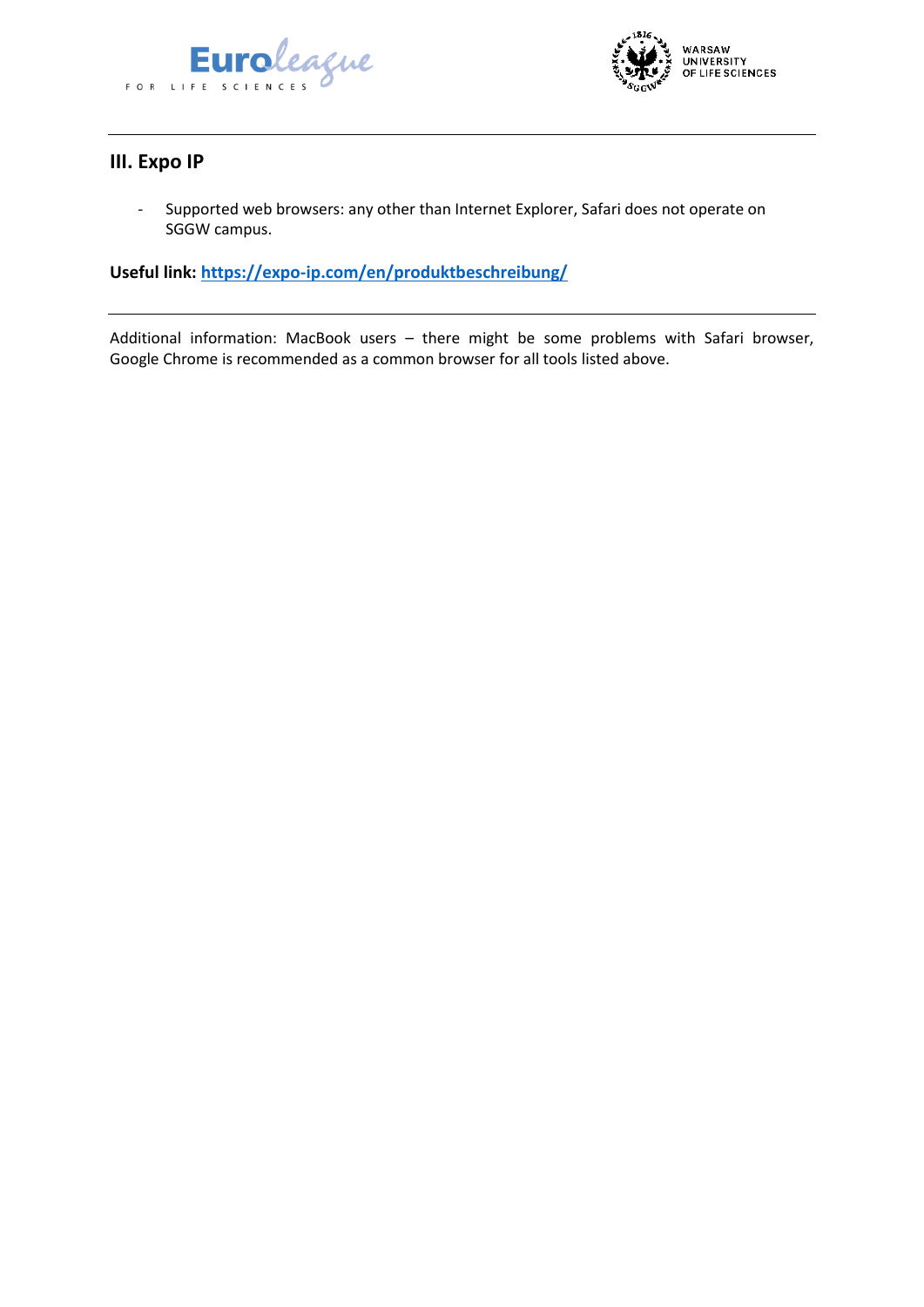## III. Expo IP

- Supported web browsers: any other than Internet Explorer, Safari does not operate on SGGW campus.

**Useful link:** [https://expo-ip.com/en/produktbeschreibung/](https://expo-ip.com/en/produktbeschreibung/)

---

Additional information: MacBook users – there might be some problems with Safari browser, Google Chrome is recommended as a common browser for all tools listed above.